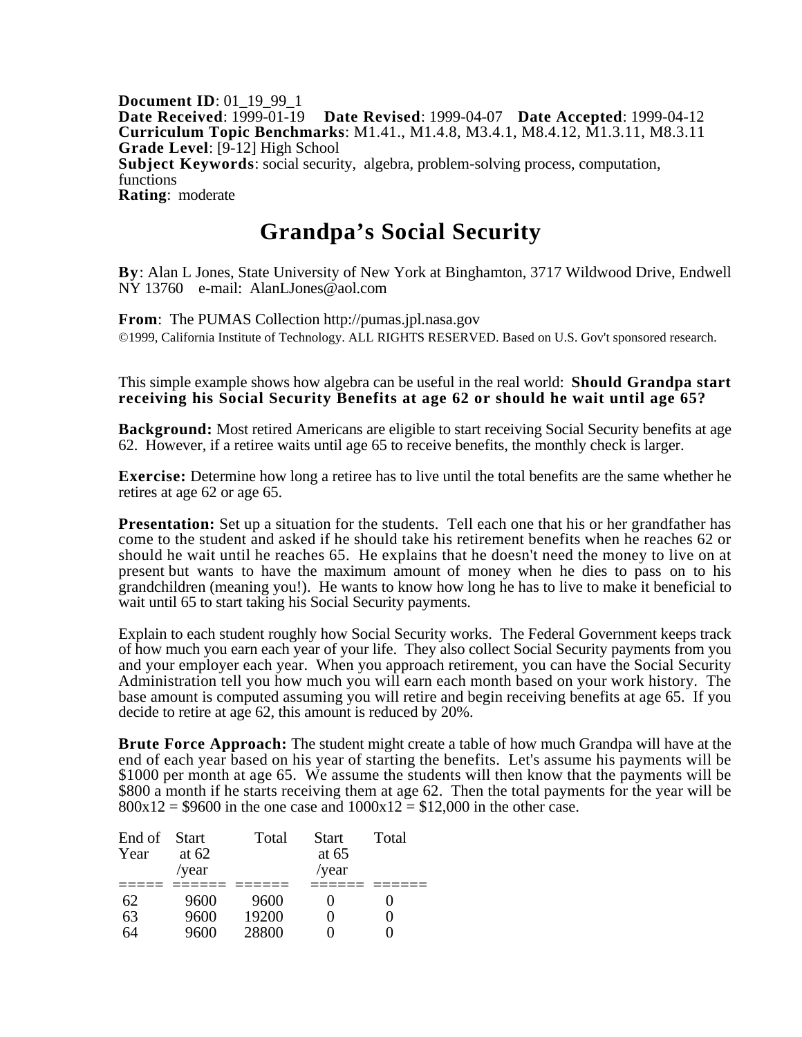**Document ID**: 01_19_99_1
**Date Received**: 1999-01-19 **Date Revised**: 1999-04-07 **Date Accepted**: 1999-04-12
**Curriculum Topic Benchmarks**: M1.41., M1.4.8, M3.4.1, M8.4.12, M1.3.11, M8.3.11
**Grade Level**: [9-12] High School
**Subject Keywords**: social security, algebra, problem-solving process, computation, functions
**Rating**: moderate

# Grandpa's Social Security

**By**: Alan L Jones, State University of New York at Binghamton, 3717 Wildwood Drive, Endwell NY 13760 e-mail: AlanLJones@aol.com

**From**: The PUMAS Collection http://pumas.jpl.nasa.gov
©1999, California Institute of Technology. ALL RIGHTS RESERVED. Based on U.S. Gov't sponsored research.

This simple example shows how algebra can be useful in the real world: **Should Grandpa start receiving his Social Security Benefits at age 62 or should he wait until age 65?**

**Background:** Most retired Americans are eligible to start receiving Social Security benefits at age 62. However, if a retiree waits until age 65 to receive benefits, the monthly check is larger.

**Exercise:** Determine how long a retiree has to live until the total benefits are the same whether he retires at age 62 or age 65.

**Presentation:** Set up a situation for the students. Tell each one that his or her grandfather has come to the student and asked if he should take his retirement benefits when he reaches 62 or should he wait until he reaches 65. He explains that he doesn't need the money to live on at present but wants to have the maximum amount of money when he dies to pass on to his grandchildren (meaning you!). He wants to know how long he has to live to make it beneficial to wait until 65 to start taking his Social Security payments.

Explain to each student roughly how Social Security works. The Federal Government keeps track of how much you earn each year of your life. They also collect Social Security payments from you and your employer each year. When you approach retirement, you can have the Social Security Administration tell you how much you will earn each month based on your work history. The base amount is computed assuming you will retire and begin receiving benefits at age 65. If you decide to retire at age 62, this amount is reduced by 20%.

**Brute Force Approach:** The student might create a table of how much Grandpa will have at the end of each year based on his year of starting the benefits. Let's assume his payments will be \$1000 per month at age 65. We assume the students will then know that the payments will be \$800 a month if he starts receiving them at age 62. Then the total payments for the year will be 800x12 = \$9600 in the one case and 1000x12 = \$12,000 in the other case.

| End of Year | Start at 62 /year | Total | Start at 65 /year | Total |
|---|---|---|---|---|
| 62 | 9600 | 9600 | 0 | 0 |
| 63 | 9600 | 19200 | 0 | 0 |
| 64 | 9600 | 28800 | 0 | 0 |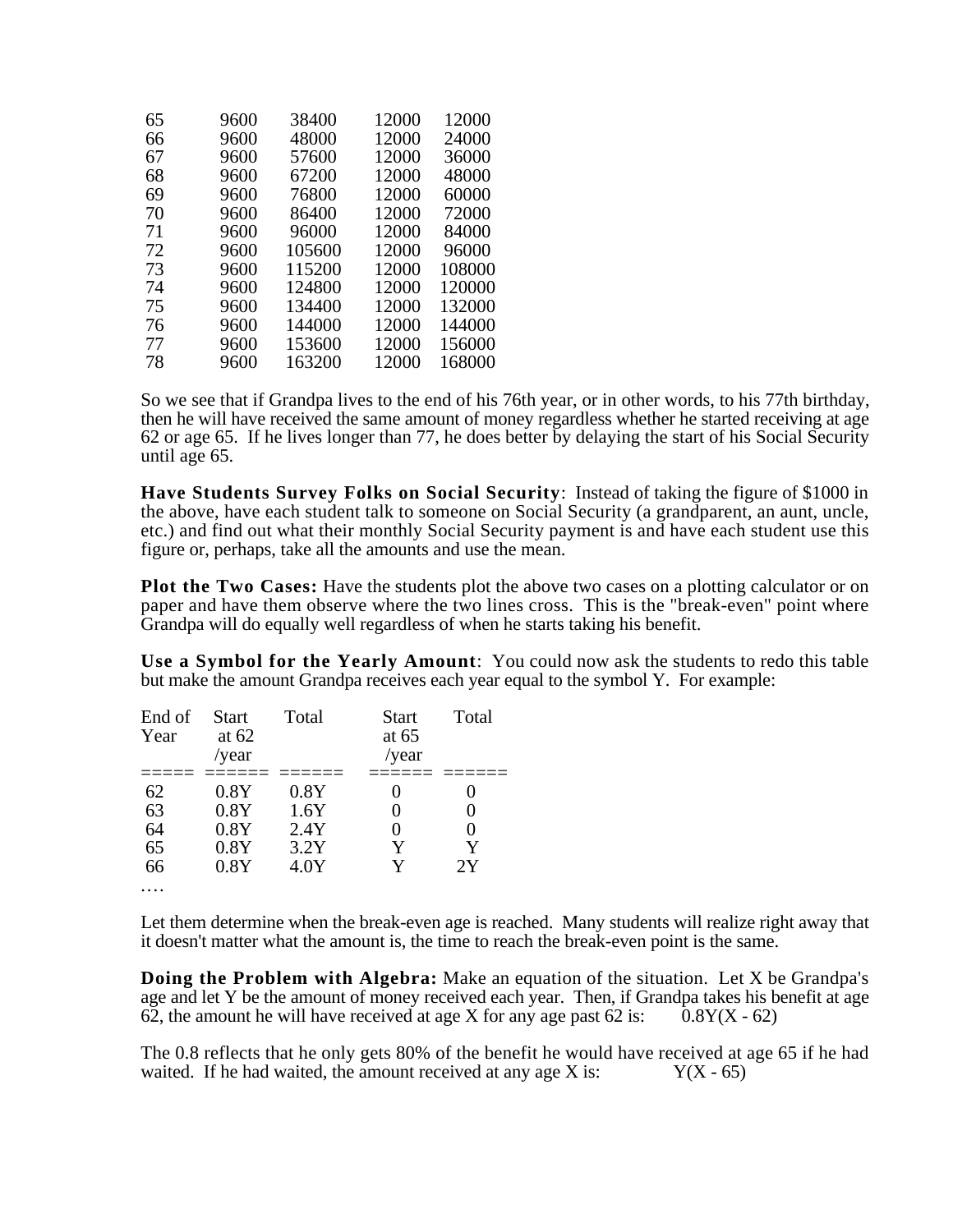| | | | | |
|---|---|---|---|---|
| 65 | 9600 | 38400 | 12000 | 12000 |
| 66 | 9600 | 48000 | 12000 | 24000 |
| 67 | 9600 | 57600 | 12000 | 36000 |
| 68 | 9600 | 67200 | 12000 | 48000 |
| 69 | 9600 | 76800 | 12000 | 60000 |
| 70 | 9600 | 86400 | 12000 | 72000 |
| 71 | 9600 | 96000 | 12000 | 84000 |
| 72 | 9600 | 105600 | 12000 | 96000 |
| 73 | 9600 | 115200 | 12000 | 108000 |
| 74 | 9600 | 124800 | 12000 | 120000 |
| 75 | 9600 | 134400 | 12000 | 132000 |
| 76 | 9600 | 144000 | 12000 | 144000 |
| 77 | 9600 | 153600 | 12000 | 156000 |
| 78 | 9600 | 163200 | 12000 | 168000 |

So we see that if Grandpa lives to the end of his 76th year, or in other words, to his 77th birthday, then he will have received the same amount of money regardless whether he started receiving at age 62 or age 65. If he lives longer than 77, he does better by delaying the start of his Social Security until age 65.

**Have Students Survey Folks on Social Security**: Instead of taking the figure of $1000 in the above, have each student talk to someone on Social Security (a grandparent, an aunt, uncle, etc.) and find out what their monthly Social Security payment is and have each student use this figure or, perhaps, take all the amounts and use the mean.

**Plot the Two Cases:** Have the students plot the above two cases on a plotting calculator or on paper and have them observe where the two lines cross. This is the "break-even" point where Grandpa will do equally well regardless of when he starts taking his benefit.

**Use a Symbol for the Yearly Amount**: You could now ask the students to redo this table but make the amount Grandpa receives each year equal to the symbol Y. For example:

| End of Year | Start at 62 /year | Total | Start at 65 /year | Total |
|---|---|---|---|---|
| 62 | 0.8Y | 0.8Y | 0 | 0 |
| 63 | 0.8Y | 1.6Y | 0 | 0 |
| 64 | 0.8Y | 2.4Y | 0 | 0 |
| 65 | 0.8Y | 3.2Y | Y | Y |
| 66 | 0.8Y | 4.0Y | Y | 2Y |

....

Let them determine when the break-even age is reached. Many students will realize right away that it doesn't matter what the amount is, the time to reach the break-even point is the same.

**Doing the Problem with Algebra:** Make an equation of the situation. Let X be Grandpa's age and let Y be the amount of money received each year. Then, if Grandpa takes his benefit at age 62, the amount he will have received at age X for any age past 62 is: $0.8Y(X - 62)$

The 0.8 reflects that he only gets 80% of the benefit he would have received at age 65 if he had waited. If he had waited, the amount received at any age X is: $Y(X - 65)$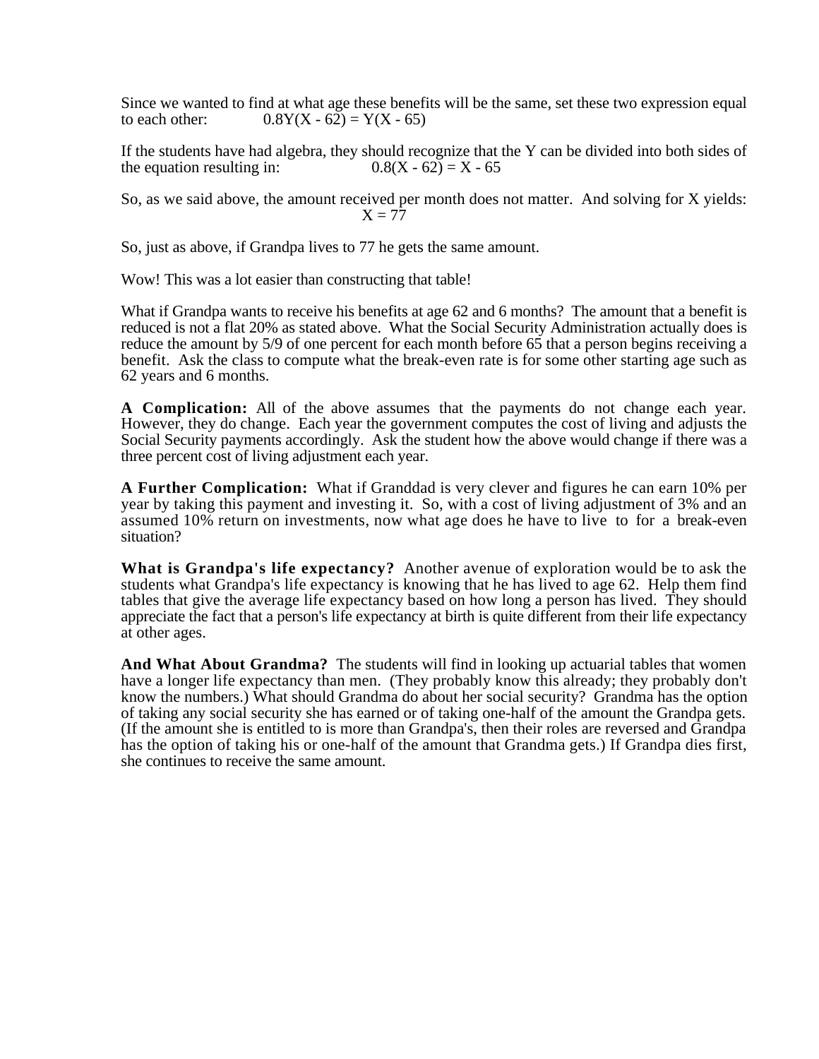Since we wanted to find at what age these benefits will be the same, set these two expression equal to each other: $0.8Y(X - 62) = Y(X - 65)$

If the students have had algebra, they should recognize that the Y can be divided into both sides of the equation resulting in: $0.8(X - 62) = X - 65$

So, as we said above, the amount received per month does not matter. And solving for X yields:

$$X = 77$$

So, just as above, if Grandpa lives to 77 he gets the same amount.

Wow! This was a lot easier than constructing that table!

What if Grandpa wants to receive his benefits at age 62 and 6 months? The amount that a benefit is reduced is not a flat 20% as stated above. What the Social Security Administration actually does is reduce the amount by 5/9 of one percent for each month before 65 that a person begins receiving a benefit. Ask the class to compute what the break-even rate is for some other starting age such as 62 years and 6 months.

**A Complication:** All of the above assumes that the payments do not change each year. However, they do change. Each year the government computes the cost of living and adjusts the Social Security payments accordingly. Ask the student how the above would change if there was a three percent cost of living adjustment each year.

**A Further Complication:** What if Granddad is very clever and figures he can earn 10% per year by taking this payment and investing it. So, with a cost of living adjustment of 3% and an assumed 10% return on investments, now what age does he have to live to for a break-even situation?

**What is Grandpa's life expectancy?** Another avenue of exploration would be to ask the students what Grandpa's life expectancy is knowing that he has lived to age 62. Help them find tables that give the average life expectancy based on how long a person has lived. They should appreciate the fact that a person's life expectancy at birth is quite different from their life expectancy at other ages.

**And What About Grandma?** The students will find in looking up actuarial tables that women have a longer life expectancy than men. (They probably know this already; they probably don't know the numbers.) What should Grandma do about her social security? Grandma has the option of taking any social security she has earned or of taking one-half of the amount the Grandpa gets. (If the amount she is entitled to is more than Grandpa's, then their roles are reversed and Grandpa has the option of taking his or one-half of the amount that Grandma gets.) If Grandpa dies first, she continues to receive the same amount.